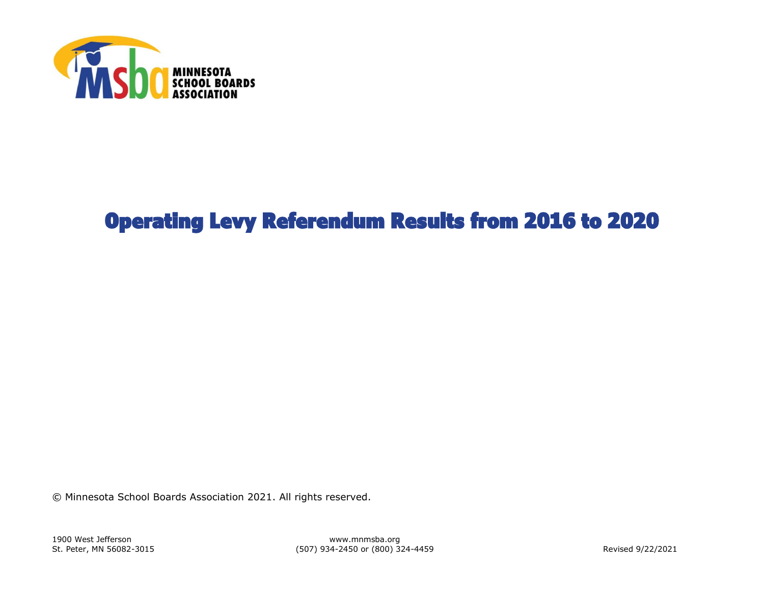MINNESOTA SCHOOL BOARDS ASSOCIATION

# Operating Levy Referendum Results from 2016 to 2020

© Minnesota School Boards Association 2021. All rights reserved.

1900 West Jefferson
St. Peter, MN 56082-3015

www.mnmsba.org
(507) 934-2450 or (800) 324-4459

Revised 9/22/2021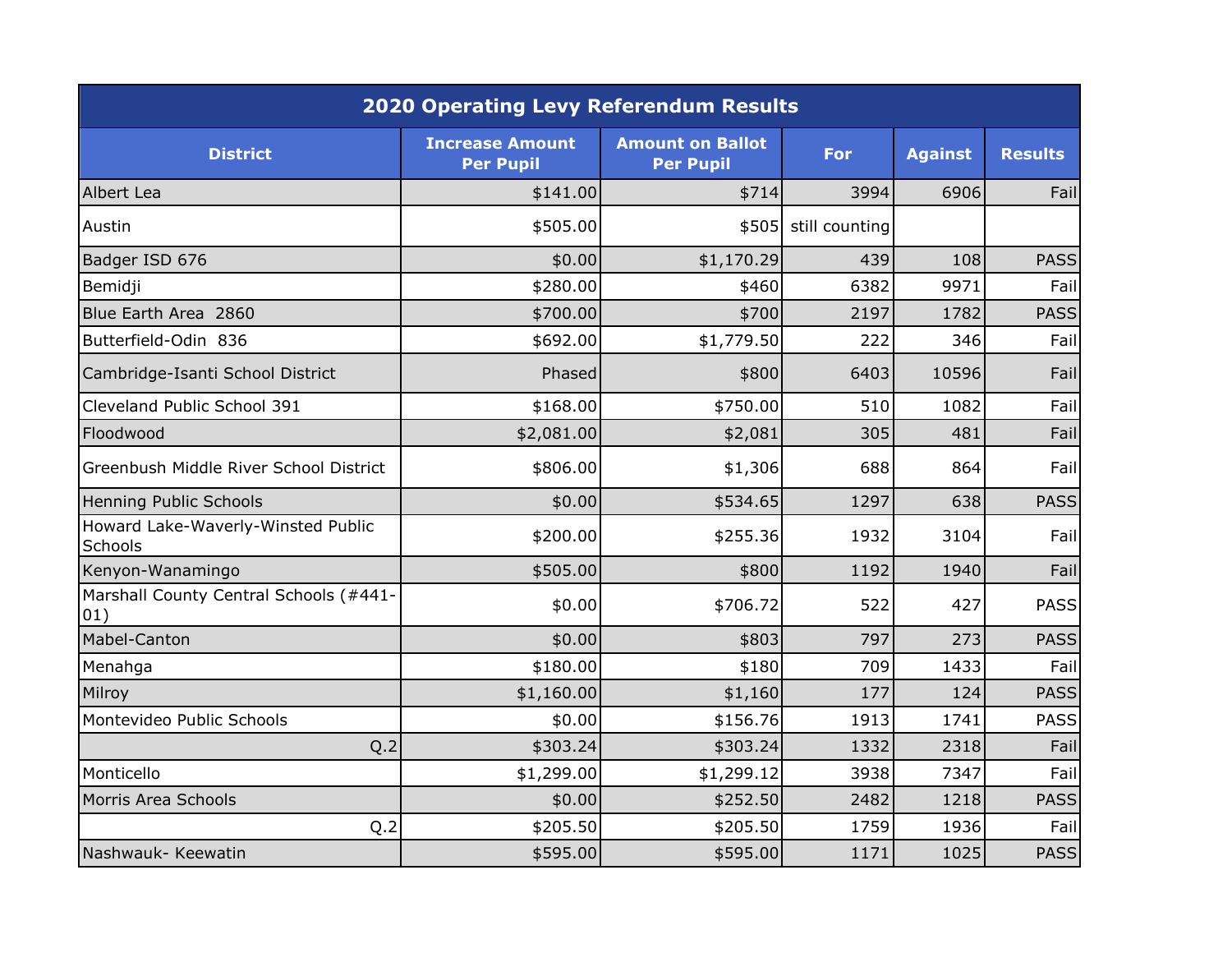| 2020 Operating Levy Referendum Results | | | | | |
|---|---|---|---|---|---|
| **District** | **Increase Amount Per Pupil** | **Amount on Ballot Per Pupil** | **For** | **Against** | **Results** |
| Albert Lea | $141.00 | $714 | 3994 | 6906 | Fail |
| Austin | $505.00 | $505 | still counting | | |
| Badger ISD 676 | $0.00 | $1,170.29 | 439 | 108 | PASS |
| Bemidji | $280.00 | $460 | 6382 | 9971 | Fail |
| Blue Earth Area 2860 | $700.00 | $700 | 2197 | 1782 | PASS |
| Butterfield-Odin 836 | $692.00 | $1,779.50 | 222 | 346 | Fail |
| Cambridge-Isanti School District | Phased | $800 | 6403 | 10596 | Fail |
| Cleveland Public School 391 | $168.00 | $750.00 | 510 | 1082 | Fail |
| Floodwood | $2,081.00 | $2,081 | 305 | 481 | Fail |
| Greenbush Middle River School District | $806.00 | $1,306 | 688 | 864 | Fail |
| Henning Public Schools | $0.00 | $534.65 | 1297 | 638 | PASS |
| Howard Lake-Waverly-Winsted Public Schools | $200.00 | $255.36 | 1932 | 3104 | Fail |
| Kenyon-Wanamingo | $505.00 | $800 | 1192 | 1940 | Fail |
| Marshall County Central Schools (#441-01) | $0.00 | $706.72 | 522 | 427 | PASS |
| Mabel-Canton | $0.00 | $803 | 797 | 273 | PASS |
| Menahga | $180.00 | $180 | 709 | 1433 | Fail |
| Milroy | $1,160.00 | $1,160 | 177 | 124 | PASS |
| Montevideo Public Schools | $0.00 | $156.76 | 1913 | 1741 | PASS |
| Q.2 | $303.24 | $303.24 | 1332 | 2318 | Fail |
| Monticello | $1,299.00 | $1,299.12 | 3938 | 7347 | Fail |
| Morris Area Schools | $0.00 | $252.50 | 2482 | 1218 | PASS |
| Q.2 | $205.50 | $205.50 | 1759 | 1936 | Fail |
| Nashwauk- Keewatin | $595.00 | $595.00 | 1171 | 1025 | PASS |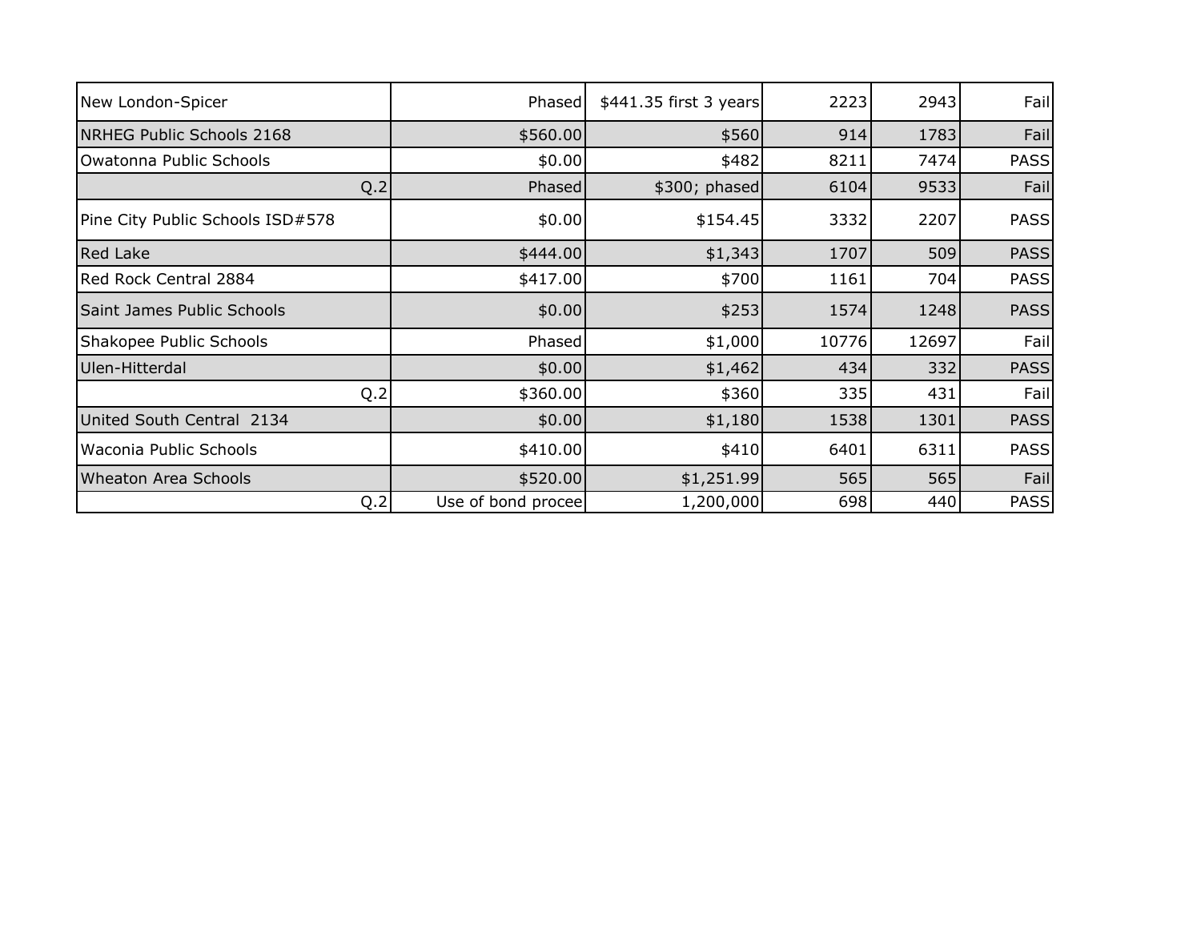| | | | | | |
|---|---|---|---|---|---|
| New London-Spicer | Phased | $441.35 first 3 years | 2223 | 2943 | Fail |
| NRHEG Public Schools 2168 | $560.00 | $560 | 914 | 1783 | Fail |
| Owatonna Public Schools | $0.00 | $482 | 8211 | 7474 | PASS |
| Q.2 | Phased | $300; phased | 6104 | 9533 | Fail |
| Pine City Public Schools ISD#578 | $0.00 | $154.45 | 3332 | 2207 | PASS |
| Red Lake | $444.00 | $1,343 | 1707 | 509 | PASS |
| Red Rock Central 2884 | $417.00 | $700 | 1161 | 704 | PASS |
| Saint James Public Schools | $0.00 | $253 | 1574 | 1248 | PASS |
| Shakopee Public Schools | Phased | $1,000 | 10776 | 12697 | Fail |
| Ulen-Hitterdal | $0.00 | $1,462 | 434 | 332 | PASS |
| Q.2 | $360.00 | $360 | 335 | 431 | Fail |
| United South Central 2134 | $0.00 | $1,180 | 1538 | 1301 | PASS |
| Waconia Public Schools | $410.00 | $410 | 6401 | 6311 | PASS |
| Wheaton Area Schools | $520.00 | $1,251.99 | 565 | 565 | Fail |
| Q.2 | Use of bond procee | 1,200,000 | 698 | 440 | PASS |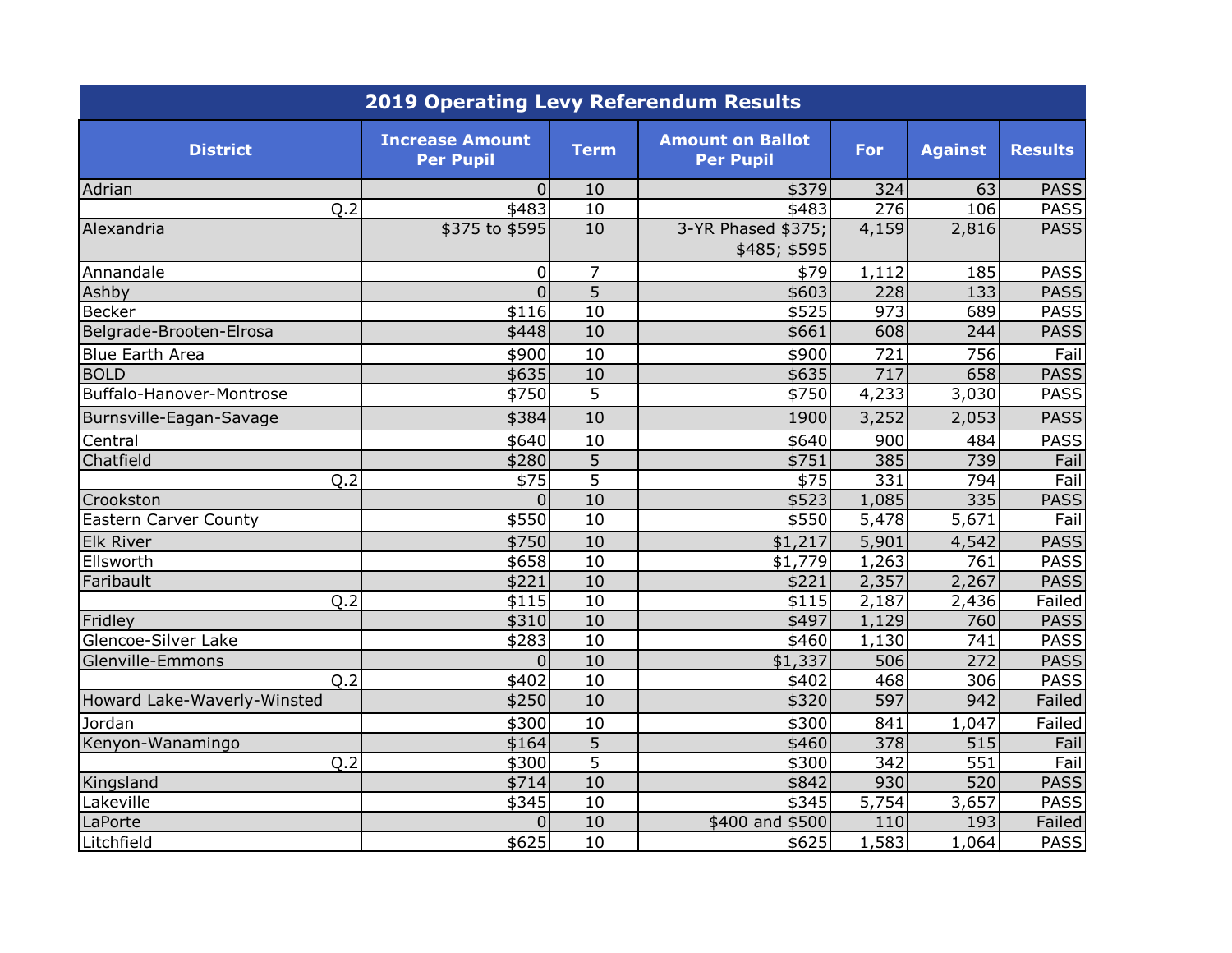| 2019 Operating Levy Referendum Results | | | | | | |
|---|---|---|---|---|---|---|
| **District** | **Increase Amount Per Pupil** | **Term** | **Amount on Ballot Per Pupil** | **For** | **Against** | **Results** |
| Adrian | 0 | 10 | $379 | 324 | 63 | PASS |
| Q.2 | $483 | 10 | $483 | 276 | 106 | PASS |
| Alexandria | $375 to $595 | 10 | 3-YR Phased $375; $485; $595 | 4,159 | 2,816 | PASS |
| Annandale | 0 | 7 | $79 | 1,112 | 185 | PASS |
| Ashby | 0 | 5 | $603 | 228 | 133 | PASS |
| Becker | $116 | 10 | $525 | 973 | 689 | PASS |
| Belgrade-Brooten-Elrosa | $448 | 10 | $661 | 608 | 244 | PASS |
| Blue Earth Area | $900 | 10 | $900 | 721 | 756 | Fail |
| BOLD | $635 | 10 | $635 | 717 | 658 | PASS |
| Buffalo-Hanover-Montrose | $750 | 5 | $750 | 4,233 | 3,030 | PASS |
| Burnsville-Eagan-Savage | $384 | 10 | 1900 | 3,252 | 2,053 | PASS |
| Central | $640 | 10 | $640 | 900 | 484 | PASS |
| Chatfield | $280 | 5 | $751 | 385 | 739 | Fail |
| Q.2 | $75 | 5 | $75 | 331 | 794 | Fail |
| Crookston | 0 | 10 | $523 | 1,085 | 335 | PASS |
| Eastern Carver County | $550 | 10 | $550 | 5,478 | 5,671 | Fail |
| Elk River | $750 | 10 | $1,217 | 5,901 | 4,542 | PASS |
| Ellsworth | $658 | 10 | $1,779 | 1,263 | 761 | PASS |
| Faribault | $221 | 10 | $221 | 2,357 | 2,267 | PASS |
| Q.2 | $115 | 10 | $115 | 2,187 | 2,436 | Failed |
| Fridley | $310 | 10 | $497 | 1,129 | 760 | PASS |
| Glencoe-Silver Lake | $283 | 10 | $460 | 1,130 | 741 | PASS |
| Glenville-Emmons | 0 | 10 | $1,337 | 506 | 272 | PASS |
| Q.2 | $402 | 10 | $402 | 468 | 306 | PASS |
| Howard Lake-Waverly-Winsted | $250 | 10 | $320 | 597 | 942 | Failed |
| Jordan | $300 | 10 | $300 | 841 | 1,047 | Failed |
| Kenyon-Wanamingo | $164 | 5 | $460 | 378 | 515 | Fail |
| Q.2 | $300 | 5 | $300 | 342 | 551 | Fail |
| Kingsland | $714 | 10 | $842 | 930 | 520 | PASS |
| Lakeville | $345 | 10 | $345 | 5,754 | 3,657 | PASS |
| LaPorte | 0 | 10 | $400 and $500 | 110 | 193 | Failed |
| Litchfield | $625 | 10 | $625 | 1,583 | 1,064 | PASS |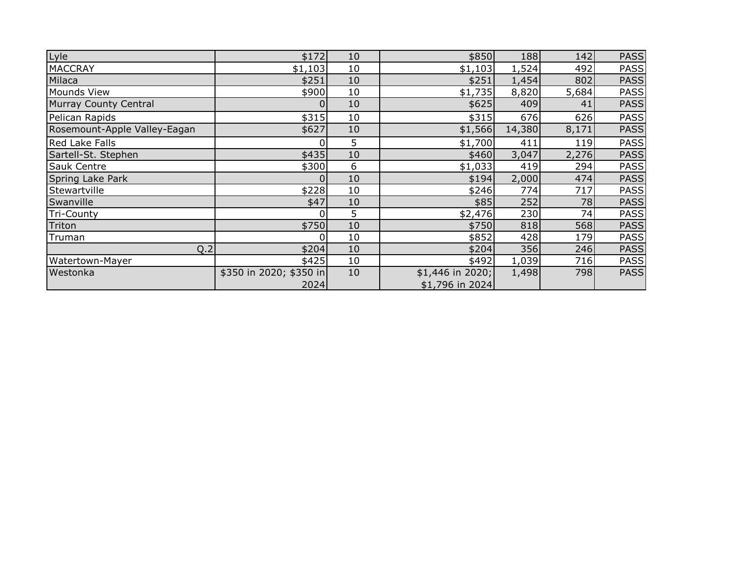| | | | | | | |
|---|---|---|---|---|---|---|
| Lyle | $172 | 10 | $850 | 188 | 142 | PASS |
| MACCRAY | $1,103 | 10 | $1,103 | 1,524 | 492 | PASS |
| Milaca | $251 | 10 | $251 | 1,454 | 802 | PASS |
| Mounds View | $900 | 10 | $1,735 | 8,820 | 5,684 | PASS |
| Murray County Central | 0 | 10 | $625 | 409 | 41 | PASS |
| Pelican Rapids | $315 | 10 | $315 | 676 | 626 | PASS |
| Rosemount-Apple Valley-Eagan | $627 | 10 | $1,566 | 14,380 | 8,171 | PASS |
| Red Lake Falls | 0 | 5 | $1,700 | 411 | 119 | PASS |
| Sartell-St. Stephen | $435 | 10 | $460 | 3,047 | 2,276 | PASS |
| Sauk Centre | $300 | 6 | $1,033 | 419 | 294 | PASS |
| Spring Lake Park | 0 | 10 | $194 | 2,000 | 474 | PASS |
| Stewartville | $228 | 10 | $246 | 774 | 717 | PASS |
| Swanville | $47 | 10 | $85 | 252 | 78 | PASS |
| Tri-County | 0 | 5 | $2,476 | 230 | 74 | PASS |
| Triton | $750 | 10 | $750 | 818 | 568 | PASS |
| Truman | 0 | 10 | $852 | 428 | 179 | PASS |
| Q.2 | $204 | 10 | $204 | 356 | 246 | PASS |
| Watertown-Mayer | $425 | 10 | $492 | 1,039 | 716 | PASS |
| Westonka | $350 in 2020; $350 in 2024 | 10 | $1,446 in 2020; $1,796 in 2024 | 1,498 | 798 | PASS |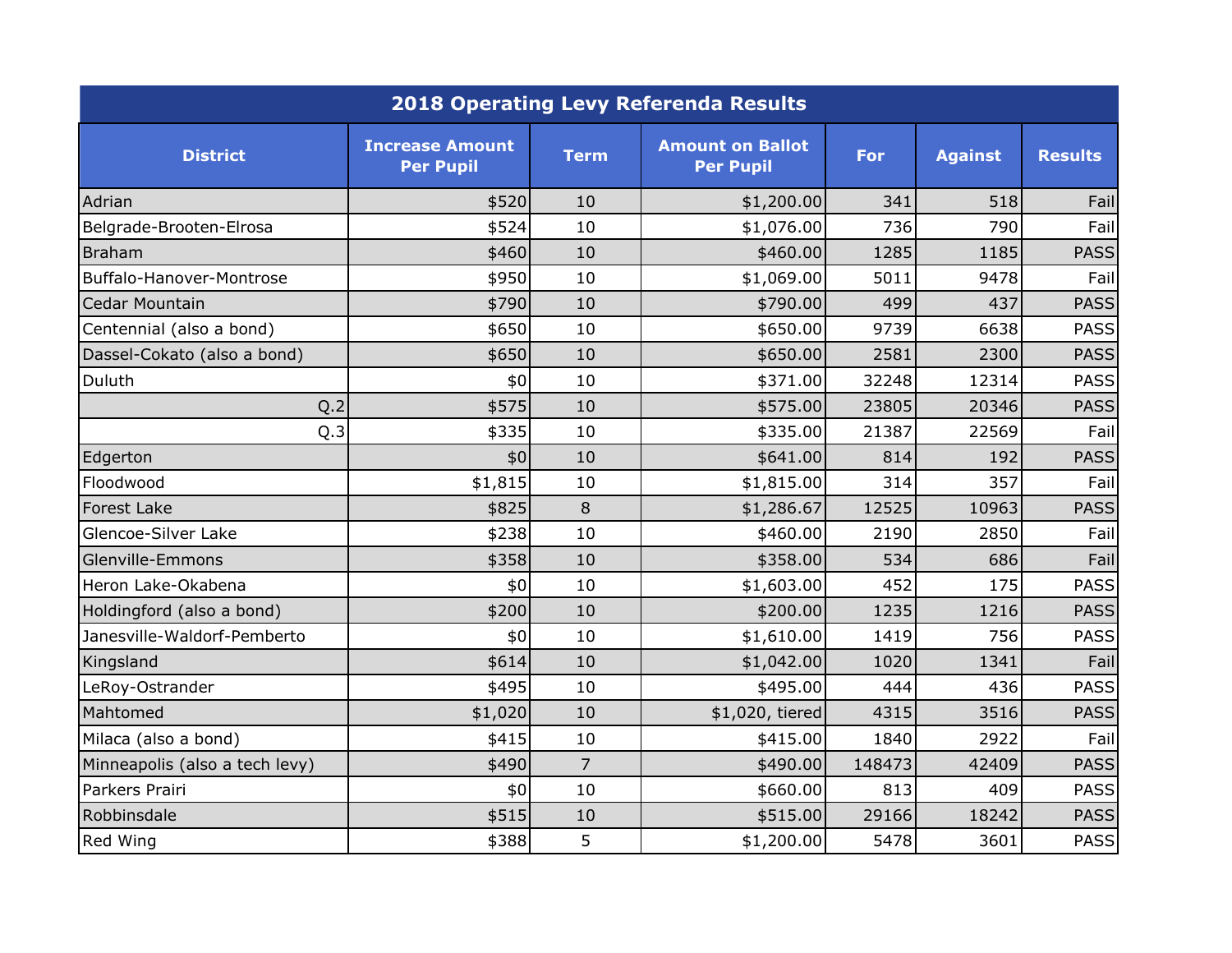| 2018 Operating Levy Referenda Results | | | | | | |
|---|---|---|---|---|---|---|
| **District** | **Increase Amount Per Pupil** | **Term** | **Amount on Ballot Per Pupil** | **For** | **Against** | **Results** |
| Adrian | $520 | 10 | $1,200.00 | 341 | 518 | Fail |
| Belgrade-Brooten-Elrosa | $524 | 10 | $1,076.00 | 736 | 790 | Fail |
| Braham | $460 | 10 | $460.00 | 1285 | 1185 | PASS |
| Buffalo-Hanover-Montrose | $950 | 10 | $1,069.00 | 5011 | 9478 | Fail |
| Cedar Mountain | $790 | 10 | $790.00 | 499 | 437 | PASS |
| Centennial (also a bond) | $650 | 10 | $650.00 | 9739 | 6638 | PASS |
| Dassel-Cokato (also a bond) | $650 | 10 | $650.00 | 2581 | 2300 | PASS |
| Duluth | $0 | 10 | $371.00 | 32248 | 12314 | PASS |
| Q.2 | $575 | 10 | $575.00 | 23805 | 20346 | PASS |
| Q.3 | $335 | 10 | $335.00 | 21387 | 22569 | Fail |
| Edgerton | $0 | 10 | $641.00 | 814 | 192 | PASS |
| Floodwood | $1,815 | 10 | $1,815.00 | 314 | 357 | Fail |
| Forest Lake | $825 | 8 | $1,286.67 | 12525 | 10963 | PASS |
| Glencoe-Silver Lake | $238 | 10 | $460.00 | 2190 | 2850 | Fail |
| Glenville-Emmons | $358 | 10 | $358.00 | 534 | 686 | Fail |
| Heron Lake-Okabena | $0 | 10 | $1,603.00 | 452 | 175 | PASS |
| Holdingford (also a bond) | $200 | 10 | $200.00 | 1235 | 1216 | PASS |
| Janesville-Waldorf-Pemberto | $0 | 10 | $1,610.00 | 1419 | 756 | PASS |
| Kingsland | $614 | 10 | $1,042.00 | 1020 | 1341 | Fail |
| LeRoy-Ostrander | $495 | 10 | $495.00 | 444 | 436 | PASS |
| Mahtomed | $1,020 | 10 | $1,020, tiered | 4315 | 3516 | PASS |
| Milaca (also a bond) | $415 | 10 | $415.00 | 1840 | 2922 | Fail |
| Minneapolis (also a tech levy) | $490 | 7 | $490.00 | 148473 | 42409 | PASS |
| Parkers Prairi | $0 | 10 | $660.00 | 813 | 409 | PASS |
| Robbinsdale | $515 | 10 | $515.00 | 29166 | 18242 | PASS |
| Red Wing | $388 | 5 | $1,200.00 | 5478 | 3601 | PASS |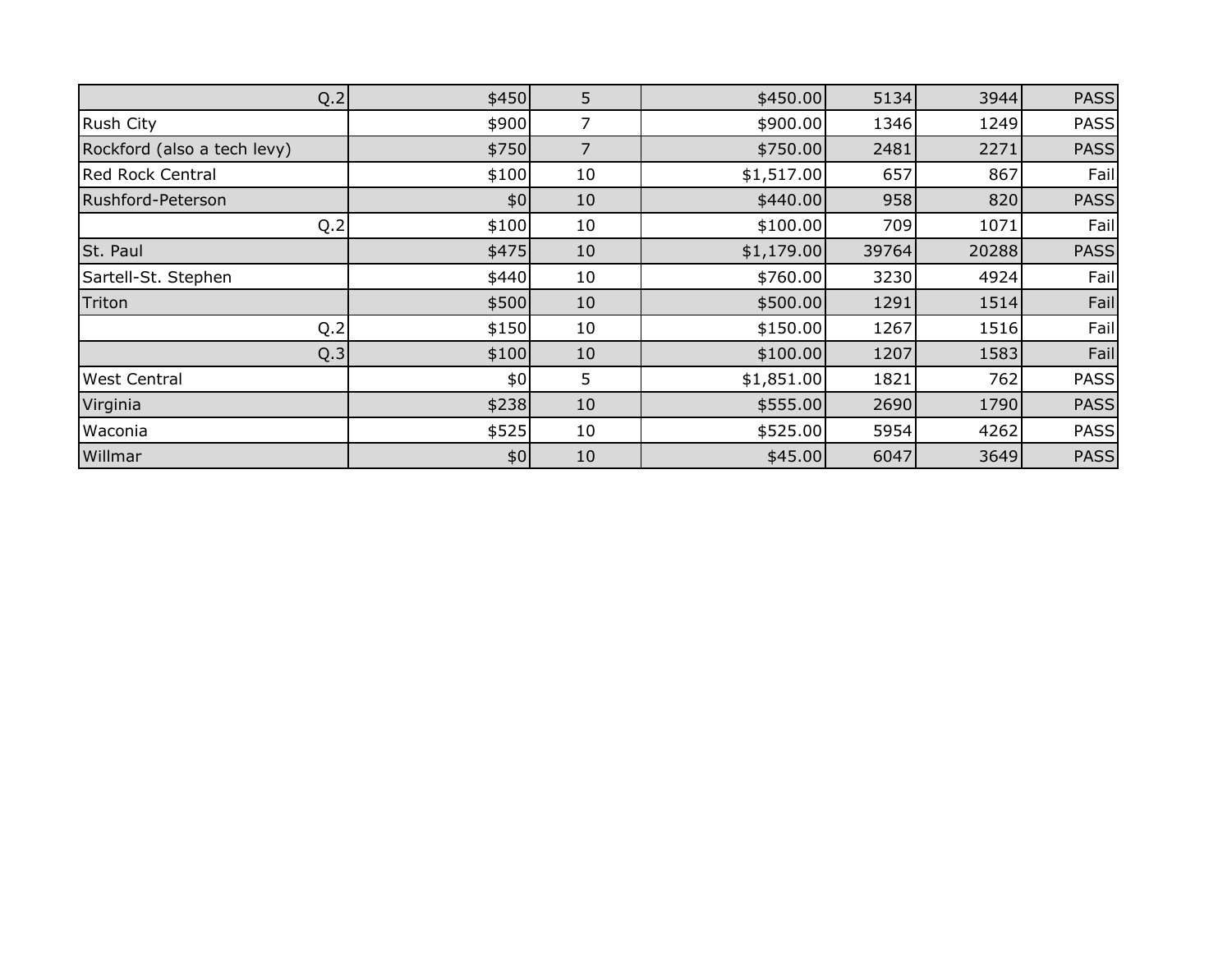| | | | | | | |
|---|---|---|---|---|---|---|
| Q.2 | $450 | 5 | $450.00 | 5134 | 3944 | PASS |
| Rush City | $900 | 7 | $900.00 | 1346 | 1249 | PASS |
| Rockford (also a tech levy) | $750 | 7 | $750.00 | 2481 | 2271 | PASS |
| Red Rock Central | $100 | 10 | $1,517.00 | 657 | 867 | Fail |
| Rushford-Peterson | $0 | 10 | $440.00 | 958 | 820 | PASS |
| Q.2 | $100 | 10 | $100.00 | 709 | 1071 | Fail |
| St. Paul | $475 | 10 | $1,179.00 | 39764 | 20288 | PASS |
| Sartell-St. Stephen | $440 | 10 | $760.00 | 3230 | 4924 | Fail |
| Triton | $500 | 10 | $500.00 | 1291 | 1514 | Fail |
| Q.2 | $150 | 10 | $150.00 | 1267 | 1516 | Fail |
| Q.3 | $100 | 10 | $100.00 | 1207 | 1583 | Fail |
| West Central | $0 | 5 | $1,851.00 | 1821 | 762 | PASS |
| Virginia | $238 | 10 | $555.00 | 2690 | 1790 | PASS |
| Waconia | $525 | 10 | $525.00 | 5954 | 4262 | PASS |
| Willmar | $0 | 10 | $45.00 | 6047 | 3649 | PASS |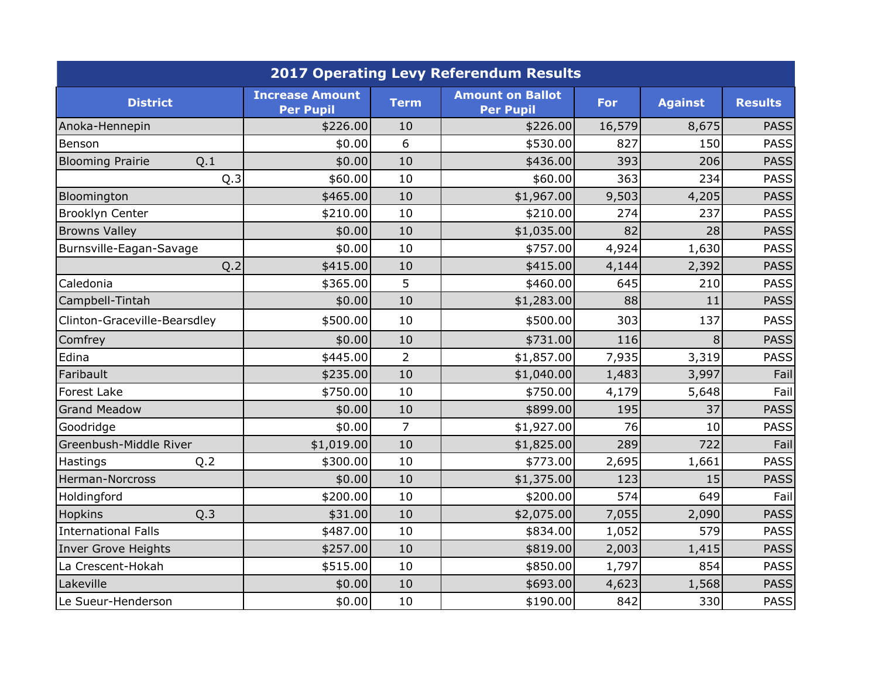| 2017 Operating Levy Referendum Results | | | | | | |
|---|---|---|---|---|---|---|
| District | Increase Amount Per Pupil | Term | Amount on Ballot Per Pupil | For | Against | Results |
| Anoka-Hennepin | $226.00 | 10 | $226.00 | 16,579 | 8,675 | PASS |
| Benson | $0.00 | 6 | $530.00 | 827 | 150 | PASS |
| Blooming Prairie Q.1 | $0.00 | 10 | $436.00 | 393 | 206 | PASS |
| Q.3 | $60.00 | 10 | $60.00 | 363 | 234 | PASS |
| Bloomington | $465.00 | 10 | $1,967.00 | 9,503 | 4,205 | PASS |
| Brooklyn Center | $210.00 | 10 | $210.00 | 274 | 237 | PASS |
| Browns Valley | $0.00 | 10 | $1,035.00 | 82 | 28 | PASS |
| Burnsville-Eagan-Savage | $0.00 | 10 | $757.00 | 4,924 | 1,630 | PASS |
| Q.2 | $415.00 | 10 | $415.00 | 4,144 | 2,392 | PASS |
| Caledonia | $365.00 | 5 | $460.00 | 645 | 210 | PASS |
| Campbell-Tintah | $0.00 | 10 | $1,283.00 | 88 | 11 | PASS |
| Clinton-Graceville-Bearsdley | $500.00 | 10 | $500.00 | 303 | 137 | PASS |
| Comfrey | $0.00 | 10 | $731.00 | 116 | 8 | PASS |
| Edina | $445.00 | 2 | $1,857.00 | 7,935 | 3,319 | PASS |
| Faribault | $235.00 | 10 | $1,040.00 | 1,483 | 3,997 | Fail |
| Forest Lake | $750.00 | 10 | $750.00 | 4,179 | 5,648 | Fail |
| Grand Meadow | $0.00 | 10 | $899.00 | 195 | 37 | PASS |
| Goodridge | $0.00 | 7 | $1,927.00 | 76 | 10 | PASS |
| Greenbush-Middle River | $1,019.00 | 10 | $1,825.00 | 289 | 722 | Fail |
| Hastings Q.2 | $300.00 | 10 | $773.00 | 2,695 | 1,661 | PASS |
| Herman-Norcross | $0.00 | 10 | $1,375.00 | 123 | 15 | PASS |
| Holdingford | $200.00 | 10 | $200.00 | 574 | 649 | Fail |
| Hopkins Q.3 | $31.00 | 10 | $2,075.00 | 7,055 | 2,090 | PASS |
| International Falls | $487.00 | 10 | $834.00 | 1,052 | 579 | PASS |
| Inver Grove Heights | $257.00 | 10 | $819.00 | 2,003 | 1,415 | PASS |
| La Crescent-Hokah | $515.00 | 10 | $850.00 | 1,797 | 854 | PASS |
| Lakeville | $0.00 | 10 | $693.00 | 4,623 | 1,568 | PASS |
| Le Sueur-Henderson | $0.00 | 10 | $190.00 | 842 | 330 | PASS |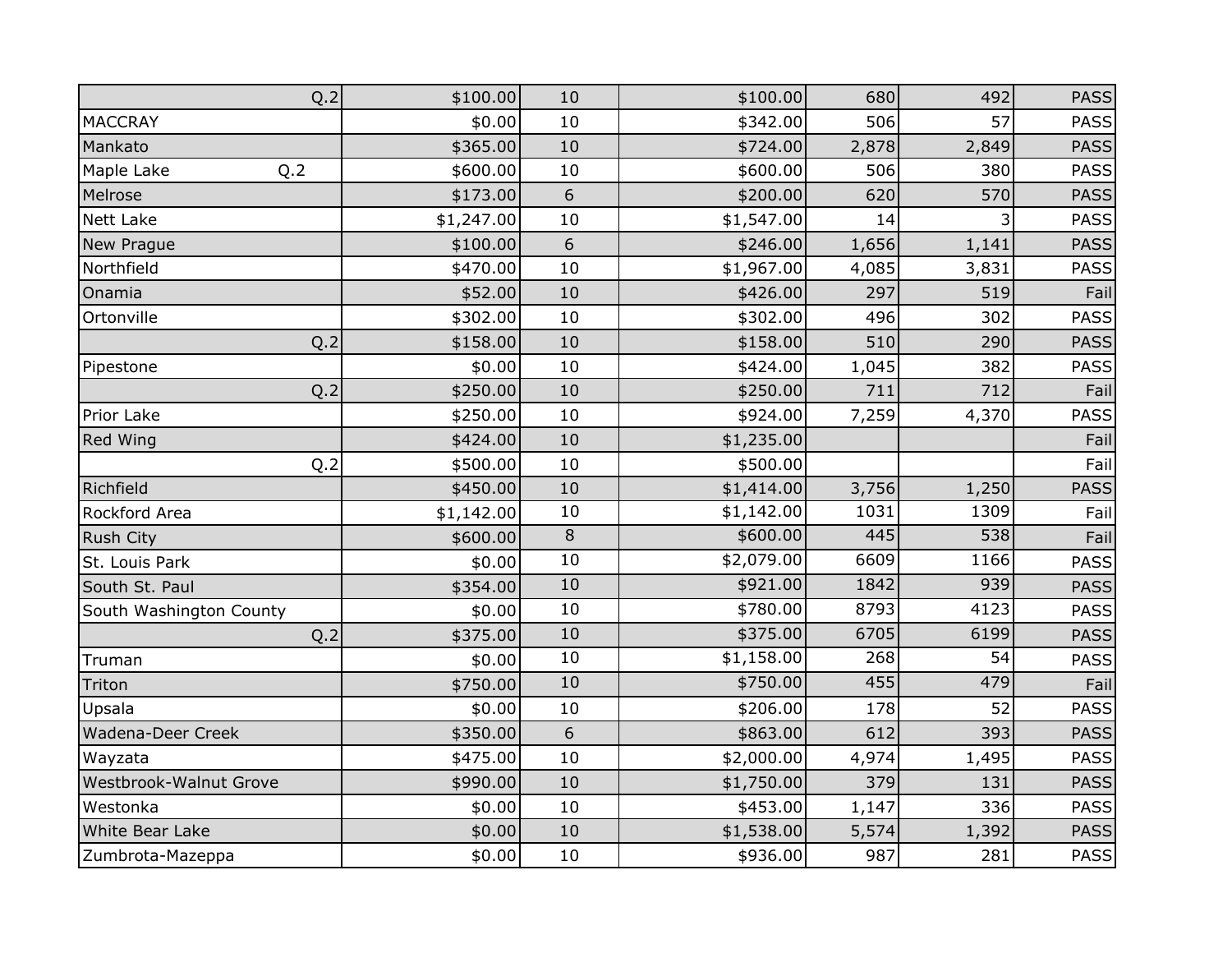| | | | | | | |
|---|---|---|---|---|---|---|
| Q.2 | $100.00 | 10 | $100.00 | 680 | 492 | PASS |
| MACCRAY | $0.00 | 10 | $342.00 | 506 | 57 | PASS |
| Mankato | $365.00 | 10 | $724.00 | 2,878 | 2,849 | PASS |
| Maple Lake Q.2 | $600.00 | 10 | $600.00 | 506 | 380 | PASS |
| Melrose | $173.00 | 6 | $200.00 | 620 | 570 | PASS |
| Nett Lake | $1,247.00 | 10 | $1,547.00 | 14 | 3 | PASS |
| New Prague | $100.00 | 6 | $246.00 | 1,656 | 1,141 | PASS |
| Northfield | $470.00 | 10 | $1,967.00 | 4,085 | 3,831 | PASS |
| Onamia | $52.00 | 10 | $426.00 | 297 | 519 | Fail |
| Ortonville | $302.00 | 10 | $302.00 | 496 | 302 | PASS |
| Q.2 | $158.00 | 10 | $158.00 | 510 | 290 | PASS |
| Pipestone | $0.00 | 10 | $424.00 | 1,045 | 382 | PASS |
| Q.2 | $250.00 | 10 | $250.00 | 711 | 712 | Fail |
| Prior Lake | $250.00 | 10 | $924.00 | 7,259 | 4,370 | PASS |
| Red Wing | $424.00 | 10 | $1,235.00 | | | Fail |
| Q.2 | $500.00 | 10 | $500.00 | | | Fail |
| Richfield | $450.00 | 10 | $1,414.00 | 3,756 | 1,250 | PASS |
| Rockford Area | $1,142.00 | 10 | $1,142.00 | 1031 | 1309 | Fail |
| Rush City | $600.00 | 8 | $600.00 | 445 | 538 | Fail |
| St. Louis Park | $0.00 | 10 | $2,079.00 | 6609 | 1166 | PASS |
| South St. Paul | $354.00 | 10 | $921.00 | 1842 | 939 | PASS |
| South Washington County | $0.00 | 10 | $780.00 | 8793 | 4123 | PASS |
| Q.2 | $375.00 | 10 | $375.00 | 6705 | 6199 | PASS |
| Truman | $0.00 | 10 | $1,158.00 | 268 | 54 | PASS |
| Triton | $750.00 | 10 | $750.00 | 455 | 479 | Fail |
| Upsala | $0.00 | 10 | $206.00 | 178 | 52 | PASS |
| Wadena-Deer Creek | $350.00 | 6 | $863.00 | 612 | 393 | PASS |
| Wayzata | $475.00 | 10 | $2,000.00 | 4,974 | 1,495 | PASS |
| Westbrook-Walnut Grove | $990.00 | 10 | $1,750.00 | 379 | 131 | PASS |
| Westonka | $0.00 | 10 | $453.00 | 1,147 | 336 | PASS |
| White Bear Lake | $0.00 | 10 | $1,538.00 | 5,574 | 1,392 | PASS |
| Zumbrota-Mazeppa | $0.00 | 10 | $936.00 | 987 | 281 | PASS |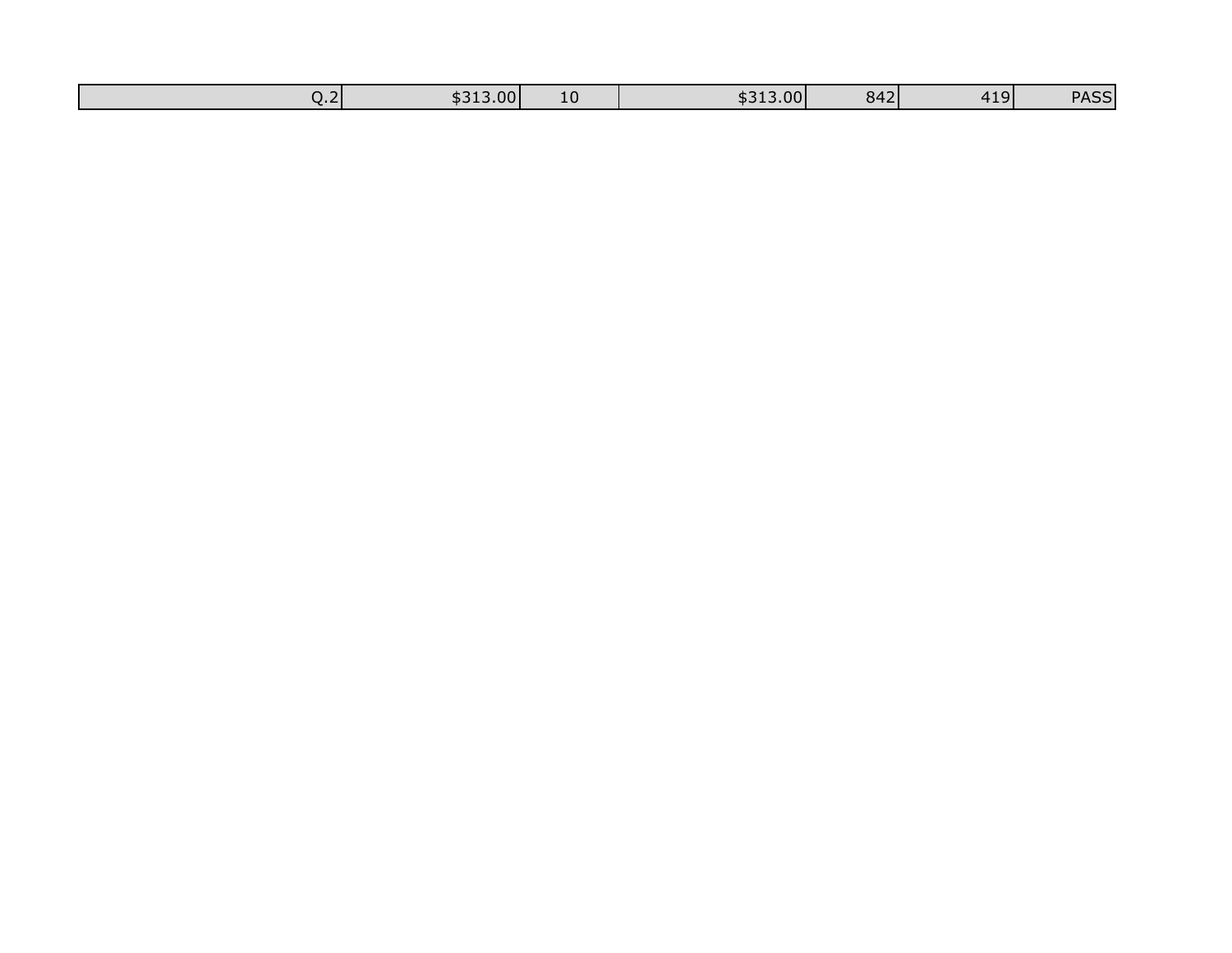| Q.2 | $313.00 | 10 | $313.00 | 842 | 419 | PASS |
|---|---|---|---|---|---|---|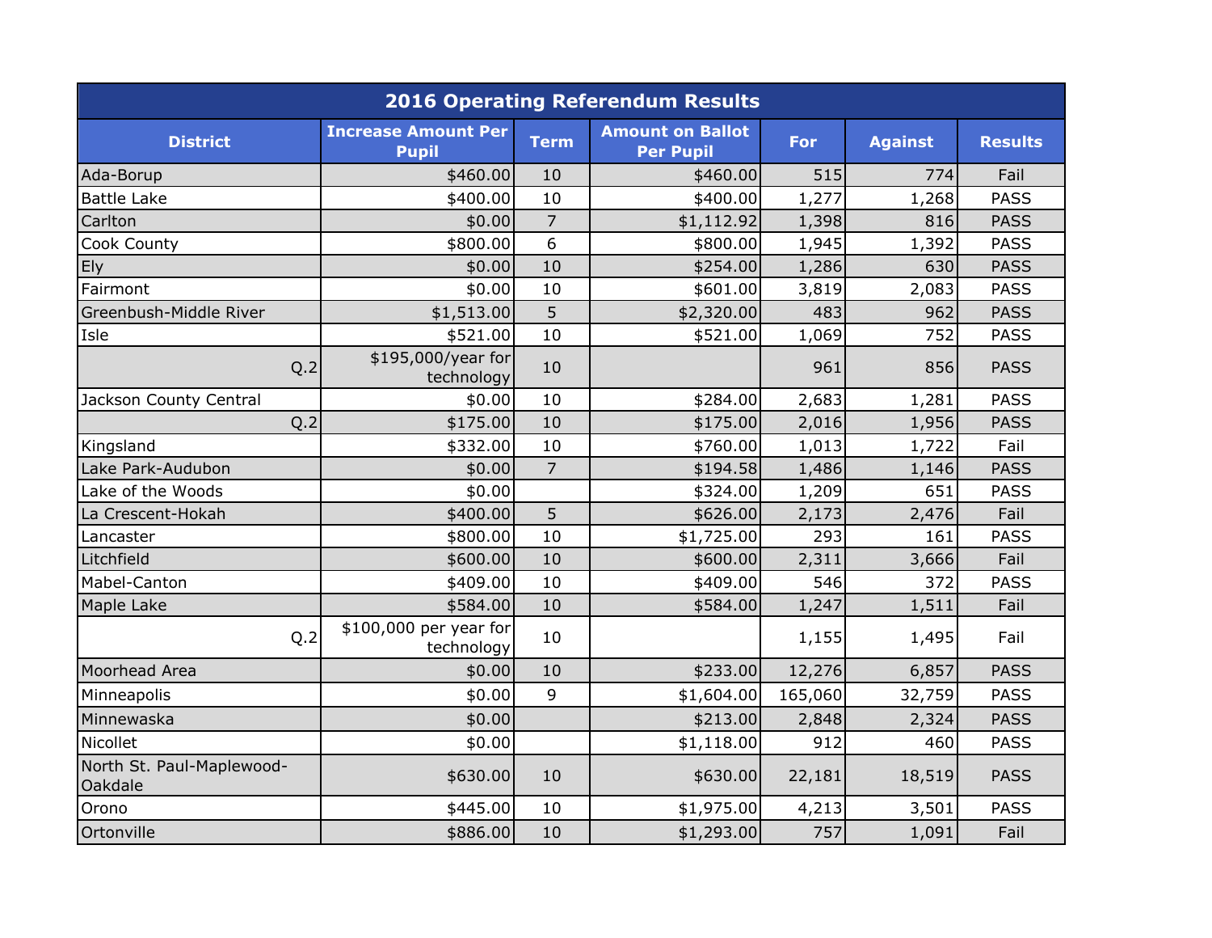| 2016 Operating Referendum Results | | | | | | |
|---|---|---|---|---|---|---|
| District | Increase Amount Per Pupil | Term | Amount on Ballot Per Pupil | For | Against | Results |
| Ada-Borup | $460.00 | 10 | $460.00 | 515 | 774 | Fail |
| Battle Lake | $400.00 | 10 | $400.00 | 1,277 | 1,268 | PASS |
| Carlton | $0.00 | 7 | $1,112.92 | 1,398 | 816 | PASS |
| Cook County | $800.00 | 6 | $800.00 | 1,945 | 1,392 | PASS |
| Ely | $0.00 | 10 | $254.00 | 1,286 | 630 | PASS |
| Fairmont | $0.00 | 10 | $601.00 | 3,819 | 2,083 | PASS |
| Greenbush-Middle River | $1,513.00 | 5 | $2,320.00 | 483 | 962 | PASS |
| Isle | $521.00 | 10 | $521.00 | 1,069 | 752 | PASS |
| Q.2 | $195,000/year for technology | 10 | | 961 | 856 | PASS |
| Jackson County Central | $0.00 | 10 | $284.00 | 2,683 | 1,281 | PASS |
| Q.2 | $175.00 | 10 | $175.00 | 2,016 | 1,956 | PASS |
| Kingsland | $332.00 | 10 | $760.00 | 1,013 | 1,722 | Fail |
| Lake Park-Audubon | $0.00 | 7 | $194.58 | 1,486 | 1,146 | PASS |
| Lake of the Woods | $0.00 | | $324.00 | 1,209 | 651 | PASS |
| La Crescent-Hokah | $400.00 | 5 | $626.00 | 2,173 | 2,476 | Fail |
| Lancaster | $800.00 | 10 | $1,725.00 | 293 | 161 | PASS |
| Litchfield | $600.00 | 10 | $600.00 | 2,311 | 3,666 | Fail |
| Mabel-Canton | $409.00 | 10 | $409.00 | 546 | 372 | PASS |
| Maple Lake | $584.00 | 10 | $584.00 | 1,247 | 1,511 | Fail |
| Q.2 | $100,000 per year for technology | 10 | | 1,155 | 1,495 | Fail |
| Moorhead Area | $0.00 | 10 | $233.00 | 12,276 | 6,857 | PASS |
| Minneapolis | $0.00 | 9 | $1,604.00 | 165,060 | 32,759 | PASS |
| Minnewaska | $0.00 | | $213.00 | 2,848 | 2,324 | PASS |
| Nicollet | $0.00 | | $1,118.00 | 912 | 460 | PASS |
| North St. Paul-Maplewood-Oakdale | $630.00 | 10 | $630.00 | 22,181 | 18,519 | PASS |
| Orono | $445.00 | 10 | $1,975.00 | 4,213 | 3,501 | PASS |
| Ortonville | $886.00 | 10 | $1,293.00 | 757 | 1,091 | Fail |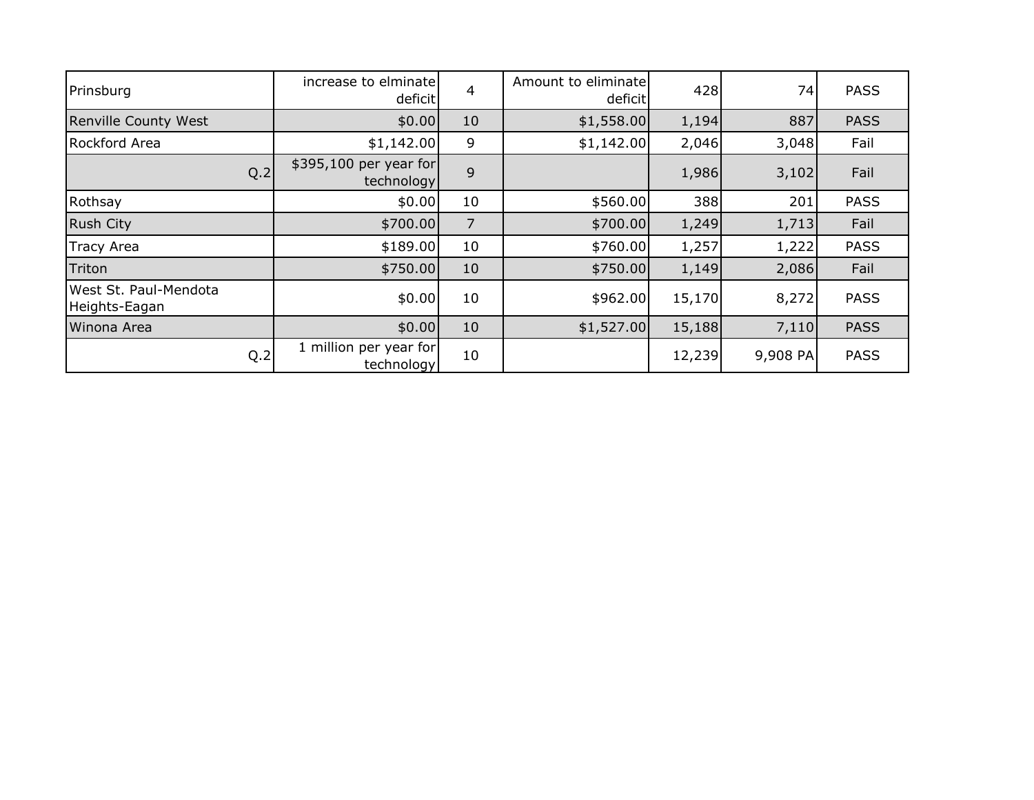| | | | | | | |
|---|---|---|---|---|---|---|
| Prinsburg | increase to elminate deficit | 4 | Amount to eliminate deficit | 428 | 74 | PASS |
| Renville County West | $0.00 | 10 | $1,558.00 | 1,194 | 887 | PASS |
| Rockford Area | $1,142.00 | 9 | $1,142.00 | 2,046 | 3,048 | Fail |
| Q.2 | $395,100 per year for technology | 9 | | 1,986 | 3,102 | Fail |
| Rothsay | $0.00 | 10 | $560.00 | 388 | 201 | PASS |
| Rush City | $700.00 | 7 | $700.00 | 1,249 | 1,713 | Fail |
| Tracy Area | $189.00 | 10 | $760.00 | 1,257 | 1,222 | PASS |
| Triton | $750.00 | 10 | $750.00 | 1,149 | 2,086 | Fail |
| West St. Paul-Mendota Heights-Eagan | $0.00 | 10 | $962.00 | 15,170 | 8,272 | PASS |
| Winona Area | $0.00 | 10 | $1,527.00 | 15,188 | 7,110 | PASS |
| Q.2 | 1 million per year for technology | 10 | | 12,239 | 9,908 PA | PASS |